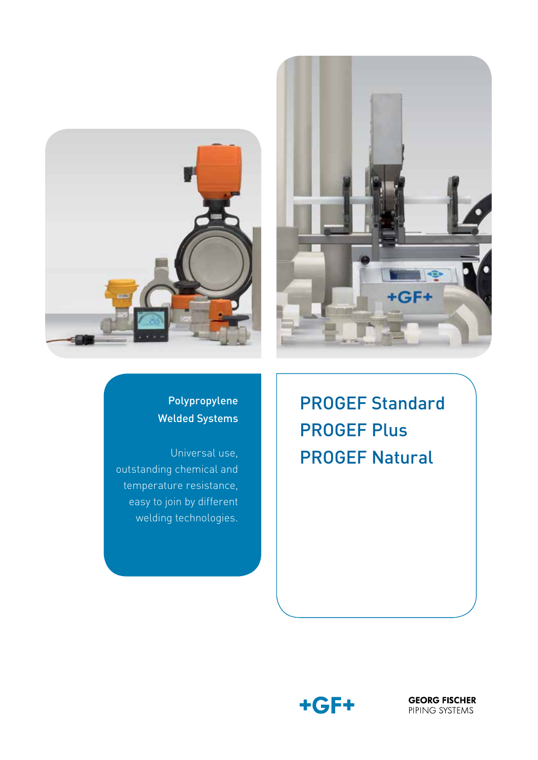**Polypropylene Welded Systems**

Universal use, outstanding chemical and temperature resistance, easy to join by different welding technologies.

# PROGEF Standard
# PROGEF Plus
# PROGEF Natural

+GF+

**GEORG FISCHER**
PIPING SYSTEMS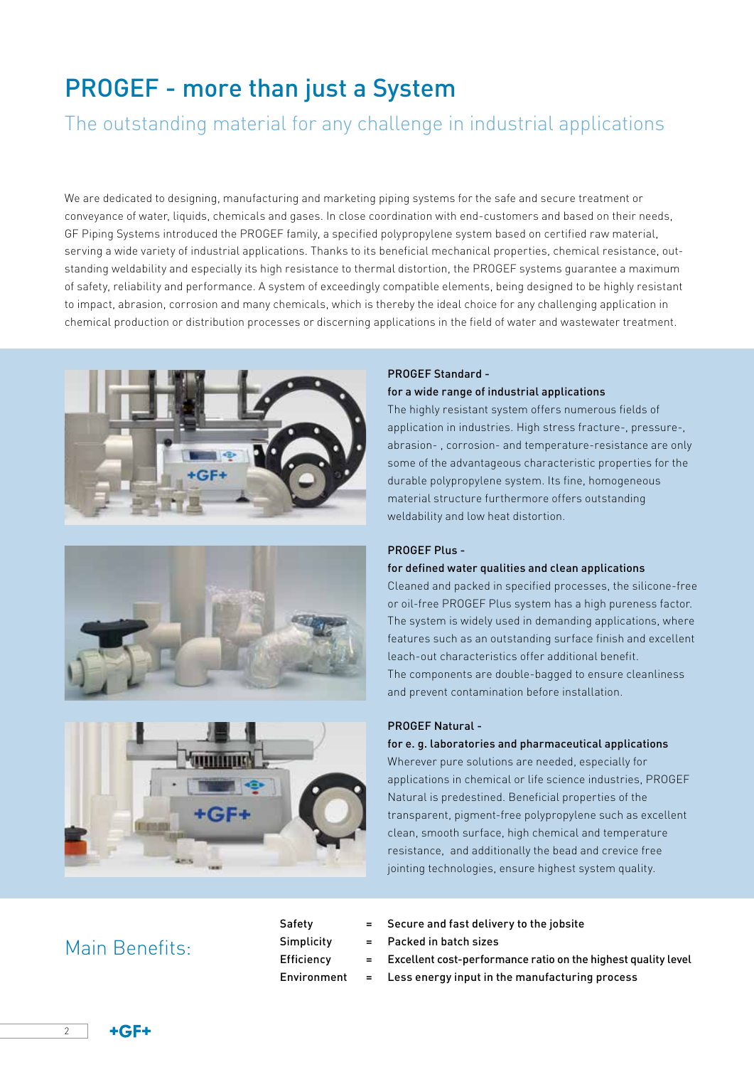# PROGEF - more than just a System

## The outstanding material for any challenge in industrial applications

We are dedicated to designing, manufacturing and marketing piping systems for the safe and secure treatment or conveyance of water, liquids, chemicals and gases. In close coordination with end-customers and based on their needs, GF Piping Systems introduced the PROGEF family, a specified polypropylene system based on certified raw material, serving a wide variety of industrial applications. Thanks to its beneficial mechanical properties, chemical resistance, outstanding weldability and especially its high resistance to thermal distortion, the PROGEF systems guarantee a maximum of safety, reliability and performance. A system of exceedingly compatible elements, being designed to be highly resistant to impact, abrasion, corrosion and many chemicals, which is thereby the ideal choice for any challenging application in chemical production or distribution processes or discerning applications in the field of water and wastewater treatment.

**PROGEF Standard -**
**for a wide range of industrial applications**

The highly resistant system offers numerous fields of application in industries. High stress fracture-, pressure-, abrasion- , corrosion- and temperature-resistance are only some of the advantageous characteristic properties for the durable polypropylene system. Its fine, homogeneous material structure furthermore offers outstanding weldability and low heat distortion.

**PROGEF Plus -**
**for defined water qualities and clean applications**

Cleaned and packed in specified processes, the silicone-free or oil-free PROGEF Plus system has a high pureness factor. The system is widely used in demanding applications, where features such as an outstanding surface finish and excellent leach-out characteristics offer additional benefit.
The components are double-bagged to ensure cleanliness and prevent contamination before installation.

**PROGEF Natural -**
**for e. g. laboratories and pharmaceutical applications**

Wherever pure solutions are needed, especially for applications in chemical or life science industries, PROGEF Natural is predestined. Beneficial properties of the transparent, pigment-free polypropylene such as excellent clean, smooth surface, high chemical and temperature resistance, and additionally the bead and crevice free jointing technologies, ensure highest system quality.

## Main Benefits:

| | | |
|---|---|---|
| Safety | = | Secure and fast delivery to the jobsite |
| Simplicity | = | Packed in batch sizes |
| Efficiency | = | Excellent cost-performance ratio on the highest quality level |
| Environment | = | Less energy input in the manufacturing process |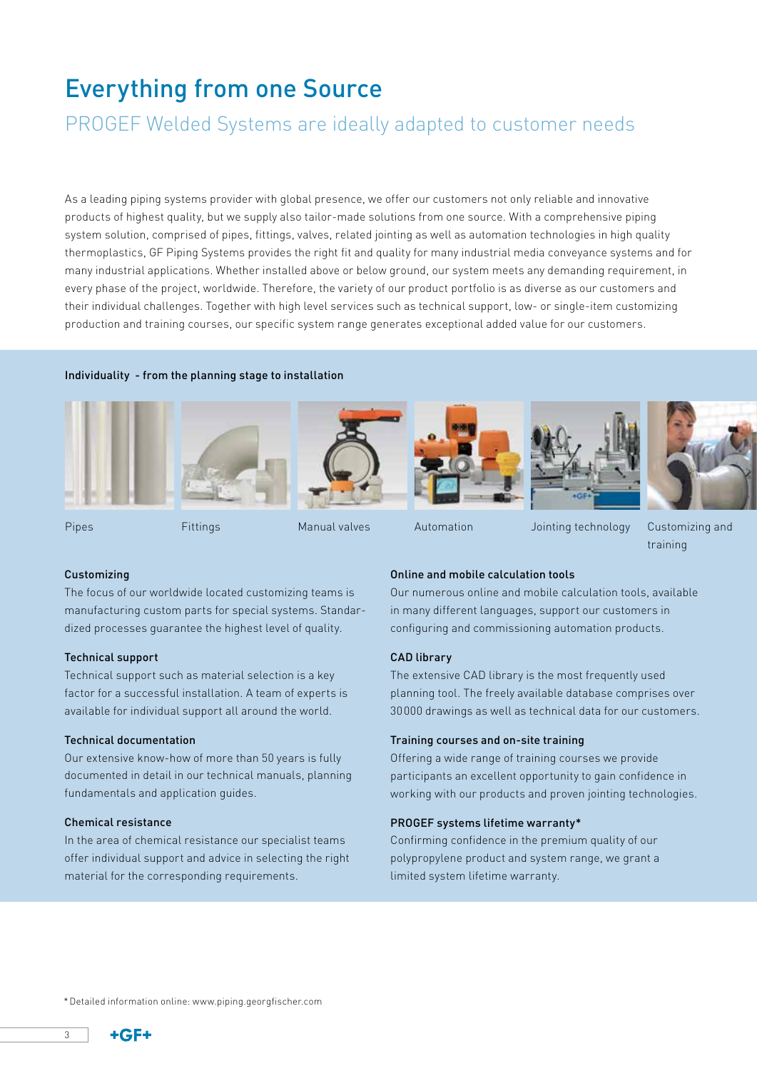# Everything from one Source

## PROGEF Welded Systems are ideally adapted to customer needs

As a leading piping systems provider with global presence, we offer our customers not only reliable and innovative products of highest quality, but we supply also tailor-made solutions from one source. With a comprehensive piping system solution, comprised of pipes, fittings, valves, related jointing as well as automation technologies in high quality thermoplastics, GF Piping Systems provides the right fit and quality for many industrial media conveyance systems and for many industrial applications. Whether installed above or below ground, our system meets any demanding requirement, in every phase of the project, worldwide. Therefore, the variety of our product portfolio is as diverse as our customers and their individual challenges. Together with high level services such as technical support, low- or single-item customizing production and training courses, our specific system range generates exceptional added value for our customers.

**Individuality - from the planning stage to installation**

Pipes

Fittings

Manual valves

Automation

Jointing technology

Customizing and training

**Customizing**

The focus of our worldwide located customizing teams is manufacturing custom parts for special systems. Standardized processes guarantee the highest level of quality.

**Technical support**

Technical support such as material selection is a key factor for a successful installation. A team of experts is available for individual support all around the world.

**Technical documentation**

Our extensive know-how of more than 50 years is fully documented in detail in our technical manuals, planning fundamentals and application guides.

**Chemical resistance**

In the area of chemical resistance our specialist teams offer individual support and advice in selecting the right material for the corresponding requirements.

**Online and mobile calculation tools**

Our numerous online and mobile calculation tools, available in many different languages, support our customers in configuring and commissioning automation products.

**CAD library**

The extensive CAD library is the most frequently used planning tool. The freely available database comprises over 30000 drawings as well as technical data for our customers.

**Training courses and on-site training**

Offering a wide range of training courses we provide participants an excellent opportunity to gain confidence in working with our products and proven jointing technologies.

**PROGEF systems lifetime warranty***

Confirming confidence in the premium quality of our polypropylene product and system range, we grant a limited system lifetime warranty.

* Detailed information online: www.piping.georgfischer.com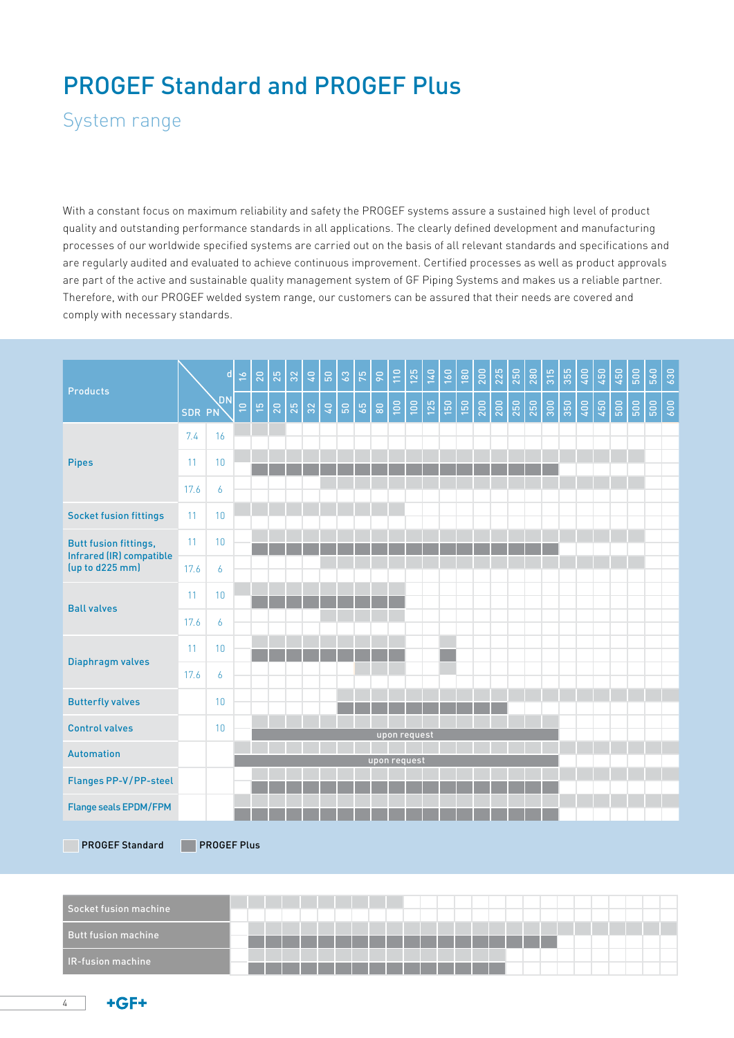# PROGEF Standard and PROGEF Plus

## System range

With a constant focus on maximum reliability and safety the PROGEF systems assure a sustained high level of product quality and outstanding performance standards in all applications. The clearly defined development and manufacturing processes of our worldwide specified systems are carried out on the basis of all relevant standards and specifications and are regularly audited and evaluated to achieve continuous improvement. Certified processes as well as product approvals are part of the active and sustainable quality management system of GF Piping Systems and makes us a reliable partner. Therefore, with our PROGEF welded system range, our customers can be assured that their needs are covered and comply with necessary standards.

S = PROGEF Standard, P = PROGEF Plus

| Products | SDR | PN | d 16 | 20 | 25 | 32 | 40 | 50 | 63 | 75 | 90 | 110 | 125 | 140 | 160 | 180 | 200 | 225 | 250 | 280 | 315 | 355 | 400 | 450 | 450 | 500 | 560 | 630 |
|---|---|---|---|---|---|---|---|---|---|---|---|---|---|---|---|---|---|---|---|---|---|---|---|---|---|---|---|---|
| | | | DN 10 | 15 | 20 | 25 | 32 | 40 | 50 | 65 | 80 | 100 | 100 | 125 | 150 | 150 | 200 | 200 | 250 | 250 | 300 | 350 | 400 | 450 | 500 | 500 | 500 | 600 |
| Pipes | 7.4 | 16 | S | S | S | | | | | | | | | | | | | | | | | | | | | | | |
| Pipes | 11 | 10 | S | S, P | S, P | S, P | S, P | S, P | S, P | S, P | S, P | S, P | S, P | S, P | S, P | S, P | S, P | S, P | S, P | S, P | S, P | S | S | S | S | S | | |
| Pipes | 17.6 | 6 | | | | | | S | S | S | S | S | S | S | S | S | S | S | S | S | S | S | S | S | S | S | | |
| Socket fusion fittings | 11 | 10 | S | S | S | S | S | S | S | S | S | S | | | | | | | | | | | | | | | | |
| Butt fusion fittings, Infrared (IR) compatible (up to d225 mm) | 11 | 10 | | S, P | S, P | S, P | S, P | S, P | S, P | S, P | S, P | S, P | S, P | S, P | S, P | S, P | S, P | S, P | S, P | S, P | S, P | S | S | S | S | S | | |
| Butt fusion fittings, Infrared (IR) compatible (up to d225 mm) | 17.6 | 6 | | | | | | S | S | S | S | S | S | S | S | S | S | S | S | S | S | S | S | S | S | S | | |
| Ball valves | 11 | 10 | S | S, P | S, P | S, P | S, P | S, P | S, P | S, P | S, P | S, P | | | | | | | | | | | | | | | | |
| Ball valves | 17.6 | 6 | | | | | | S | S | S | S | S | | | | | | | | | | | | | | | | |
| Diaphragm valves | 11 | 10 | | S, P | S, P | S, P | S, P | S, P | S, P | S, P | S, P | S, P | | | S, P | | | | | | | | | | | | | |
| Diaphragm valves | 17.6 | 6 | | | | | | | | S | S | S | | | S | | | | | | | | | | | | | |
| Butterfly valves | | 10 | | | | | | | S, P | S, P | S, P | S, P | S, P | S, P | S, P | S, P | S, P | S, P | S | S | S | S | S | S | S | S | S | S |
| Control valves | | 10 | | S, P (upon request) | S, P | S, P | S, P | S, P | S, P | S, P | S, P | S, P | S, P | S, P | S, P | S, P | S, P | S, P | S, P | S, P | S, P | | | | | | | |
| Automation | | | S, P (upon request) | S, P | S, P | S, P | S, P | S, P | S, P | S, P | S, P | S, P | S, P | S, P | S, P | S, P | S, P | S, P | S, P | S, P | S, P | S | S | S | S | S | S | S |
| Flanges PP-V/PP-steel | | | | S, P | S, P | S, P | S, P | S, P | S, P | S, P | S, P | S, P | S, P | S, P | S, P | S, P | S, P | S, P | S, P | S, P | S, P | S | S | S | S | S | S | S |
| Flange seals EPDM/FPM | | | S, P | S, P | S, P | S, P | S, P | S, P | S, P | S, P | S, P | S, P | S, P | S, P | S, P | S, P | S, P | S, P | S, P | S, P | S, P | S | S | S | S | S | S | S |
| Socket fusion machine | | | S | S | S | S | S | S | S | S | S | S | | | | | | | | | | | | | | | | |
| Butt fusion machine | | | | S, P | S, P | S, P | S, P | S, P | S, P | S, P | S, P | S, P | S, P | S, P | S, P | S, P | S, P | S, P | S, P | S, P | S, P | S | S | S | S | S | S | S |
| IR-fusion machine | | | | S, P | S, P | S, P | S, P | S, P | S, P | S, P | S, P | S, P | S, P | S, P | S, P | S, P | S, P | S, P | | | | | | | | | | |

Control valves (d20–d315) and Automation PROGEF Plus (d16–d315): upon request

PROGEF Standard | PROGEF Plus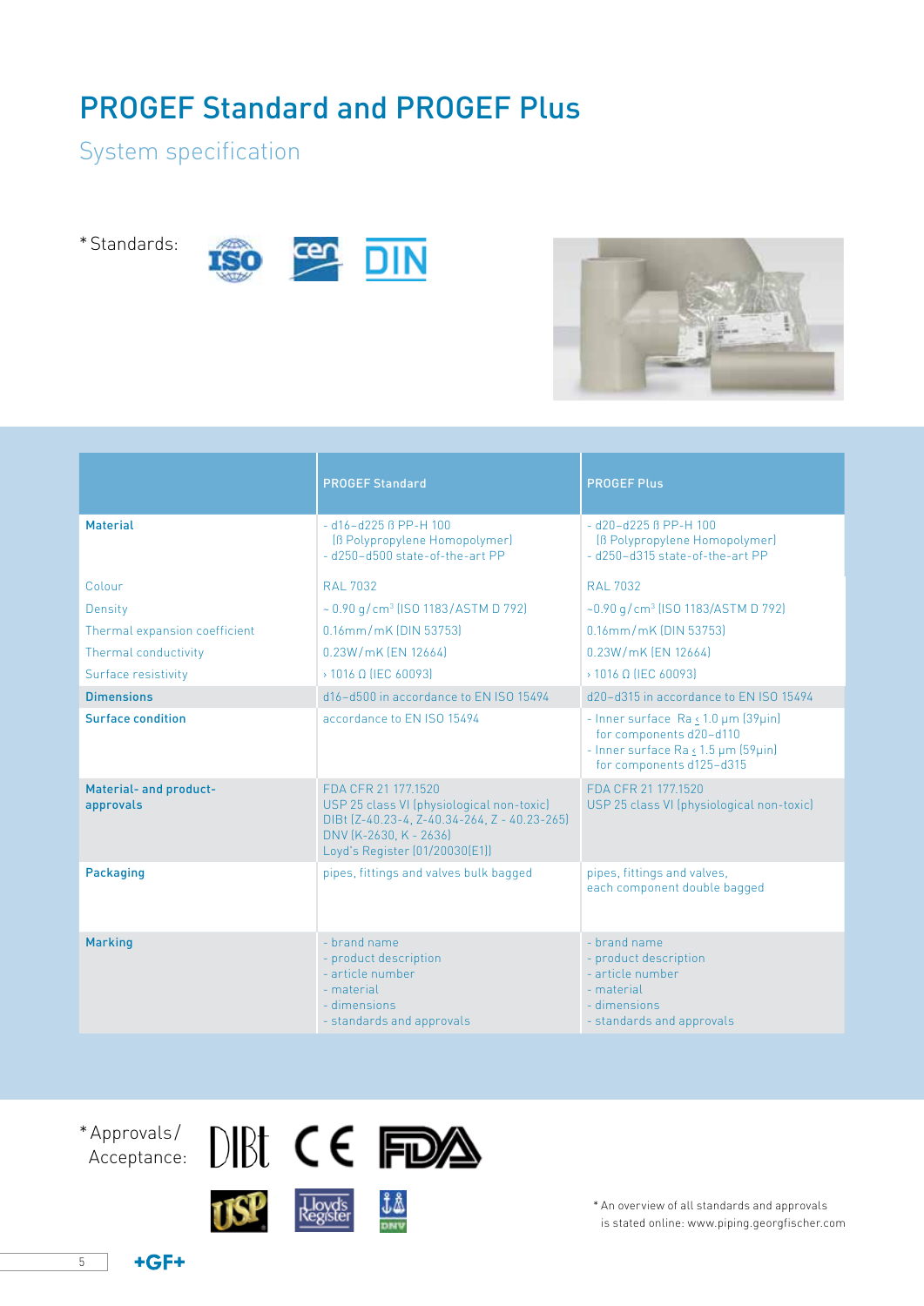# PROGEF Standard and PROGEF Plus

## System specification

*Standards:

| | PROGEF Standard | PROGEF Plus |
|---|---|---|
| **Material** | - d16–d225 ß PP-H 100 (ß Polypropylene Homopolymer)<br>- d250–d500 state-of-the-art PP | - d20–d225 ß PP-H 100 (ß Polypropylene Homopolymer)<br>- d250–d315 state-of-the-art PP |
| Colour | RAL 7032 | RAL 7032 |
| Density | ~ 0.90 g/cm³ (ISO 1183/ASTM D 792) | ~0.90 g/cm³ (ISO 1183/ASTM D 792) |
| Thermal expansion coefficient | 0.16mm/mK (DIN 53753) | 0.16mm/mK (DIN 53753) |
| Thermal conductivity | 0.23W/mK (EN 12664) | 0.23W/mK (EN 12664) |
| Surface resistivity | › 1016 Ω (IEC 60093) | › 1016 Ω (IEC 60093) |
| **Dimensions** | d16–d500 in accordance to EN ISO 15494 | d20–d315 in accordance to EN ISO 15494 |
| **Surface condition** | accordance to EN ISO 15494 | - Inner surface Ra ≤ 1.0 µm (39µin) for components d20–d110<br>- Inner surface Ra ≤ 1.5 µm (59µin) for components d125–d315 |
| **Material- and product-approvals** | FDA CFR 21 177.1520<br>USP 25 class VI (physiological non-toxic)<br>DIBt (Z-40.23-4, Z-40.34-264, Z - 40.23-265)<br>DNV (K-2630, K - 2636)<br>Loyd's Register (01/20030(E1)) | FDA CFR 21 177.1520<br>USP 25 class VI (physiological non-toxic) |
| **Packaging** | pipes, fittings and valves bulk bagged | pipes, fittings and valves, each component double bagged |
| **Marking** | - brand name<br>- product description<br>- article number<br>- material<br>- dimensions<br>- standards and approvals | - brand name<br>- product description<br>- article number<br>- material<br>- dimensions<br>- standards and approvals |

*Approvals/Acceptance:

* An overview of all standards and approvals is stated online: www.piping.georgfischer.com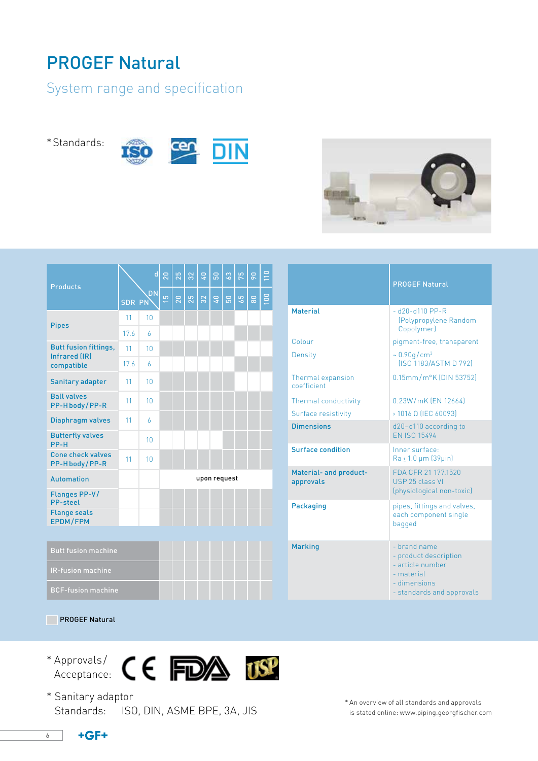# PROGEF Natural

## System range and specification

*Standards:

| Products | SDR | PN | d 20 / DN 15 | d 25 / DN 20 | d 32 / DN 25 | d 40 / DN 32 | d 50 / DN 40 | d 63 / DN 50 | d 75 / DN 65 | d 90 / DN 80 | d 110 / DN 100 |
|---|---|---|---|---|---|---|---|---|---|---|---|
| Pipes | 11 | 10 | | | | | | | | | |
| | 17.6 | 6 | | | | | | | | | |
| Butt fusion fittings, Infrared (IR) compatible | 11 | 10 | | | | | | | | | |
| | 17.6 | 6 | | | | | | | | | |
| Sanitary adapter | 11 | 10 | | | | | | | | | |
| Ball valves PP-H body/PP-R | 11 | 10 | | | | | | | | | |
| Diaphragm valves | 11 | 6 | | | | | | | | | |
| Butterfly valves PP-H | | 10 | | | | | | | | | |
| Cone check valves PP-H body/PP-R | 11 | 10 | | | | | | | | | |
| Automation | | | upon request | | | | | | | | |
| Flanges PP-V/ PP-steel | | | | | | | | | | | |
| Flange seals EPDM/FPM | | | | | | | | | | | |
| Butt fusion machine | | | | | | | | | | | |
| IR-fusion machine | | | | | | | | | | | |
| BCF-fusion machine | | | | | | | | | | | |

PROGEF Natural

| | PROGEF Natural |
|---|---|
| **Material** | - d20-d110 PP-R (Polypropylene Random Copolymer) |
| Colour | pigment-free, transparent |
| Density | ~ 0.90g/cm³ (ISO 1183/ASTM D 792) |
| Thermal expansion coefficient | 0.15mm/m°K (DIN 53752) |
| Thermal conductivity | 0.23W/mK (EN 12664) |
| Surface resistivity | › 1016 Ω (IEC 60093) |
| **Dimensions** | d20–d110 according to EN ISO 15494 |
| **Surface condition** | Inner surface: Ra ≤ 1.0 µm (39µin) |
| **Material- and product-approvals** | FDA CFR 21 177.1520<br>USP 25 class VI<br>(physiological non-toxic) |
| **Packaging** | pipes, fittings and valves, each component single bagged |
| **Marking** | - brand name<br>- product description<br>- article number<br>- material<br>- dimensions<br>- standards and approvals |

\* Approvals/ Acceptance:

\* Sanitary adaptor Standards: ISO, DIN, ASME BPE, 3A, JIS

\* An overview of all standards and approvals is stated online: www.piping.georgfischer.com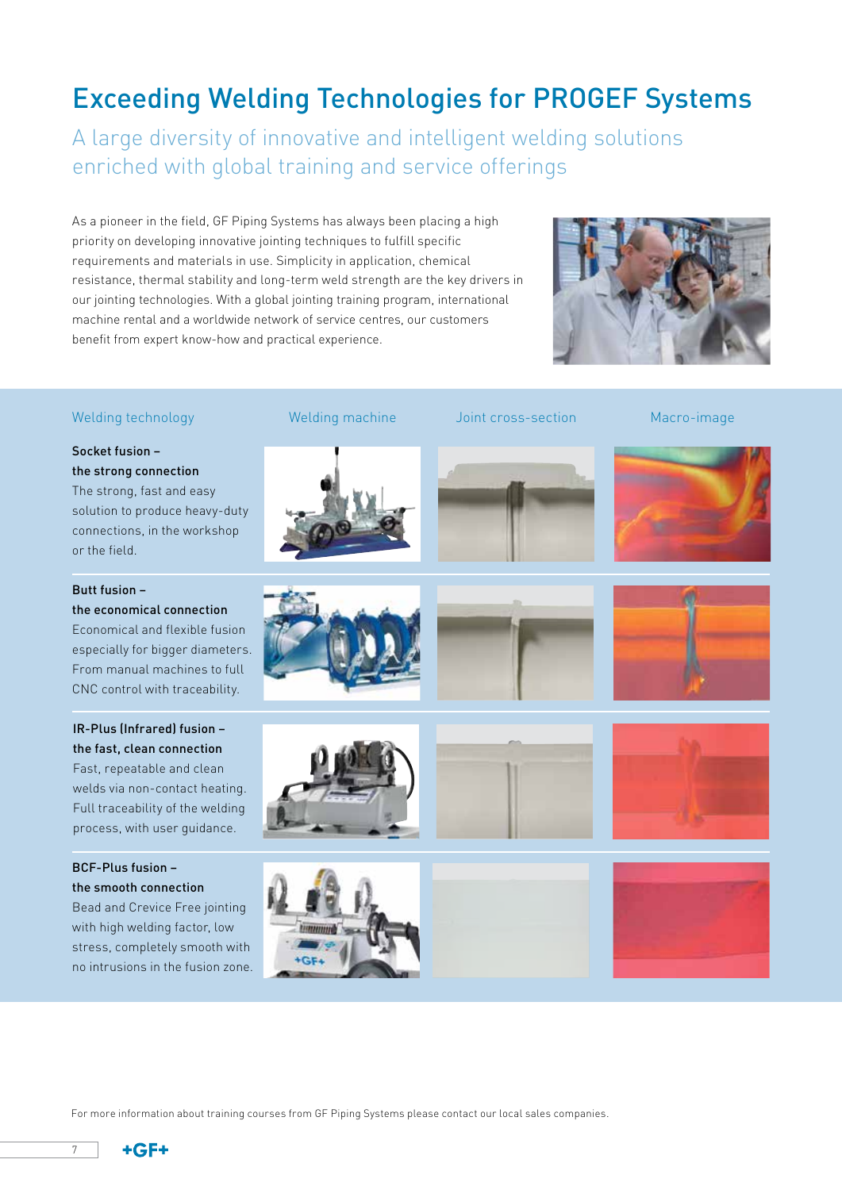# Exceeding Welding Technologies for PROGEF Systems

## A large diversity of innovative and intelligent welding solutions enriched with global training and service offerings

As a pioneer in the field, GF Piping Systems has always been placing a high priority on developing innovative jointing techniques to fulfill specific requirements and materials in use. Simplicity in application, chemical resistance, thermal stability and long-term weld strength are the key drivers in our jointing technologies. With a global jointing training program, international machine rental and a worldwide network of service centres, our customers benefit from expert know-how and practical experience.

| Welding technology | Welding machine | Joint cross-section | Macro-image |
|---|---|---|---|
| **Socket fusion – the strong connection** The strong, fast and easy solution to produce heavy-duty connections, in the workshop or the field. | | | |
| **Butt fusion – the economical connection** Economical and flexible fusion especially for bigger diameters. From manual machines to full CNC control with traceability. | | | |
| **IR-Plus (Infrared) fusion – the fast, clean connection** Fast, repeatable and clean welds via non-contact heating. Full traceability of the welding process, with user guidance. | | | |
| **BCF-Plus fusion – the smooth connection** Bead and Crevice Free jointing with high welding factor, low stress, completely smooth with no intrusions in the fusion zone. | | | |

For more information about training courses from GF Piping Systems please contact our local sales companies.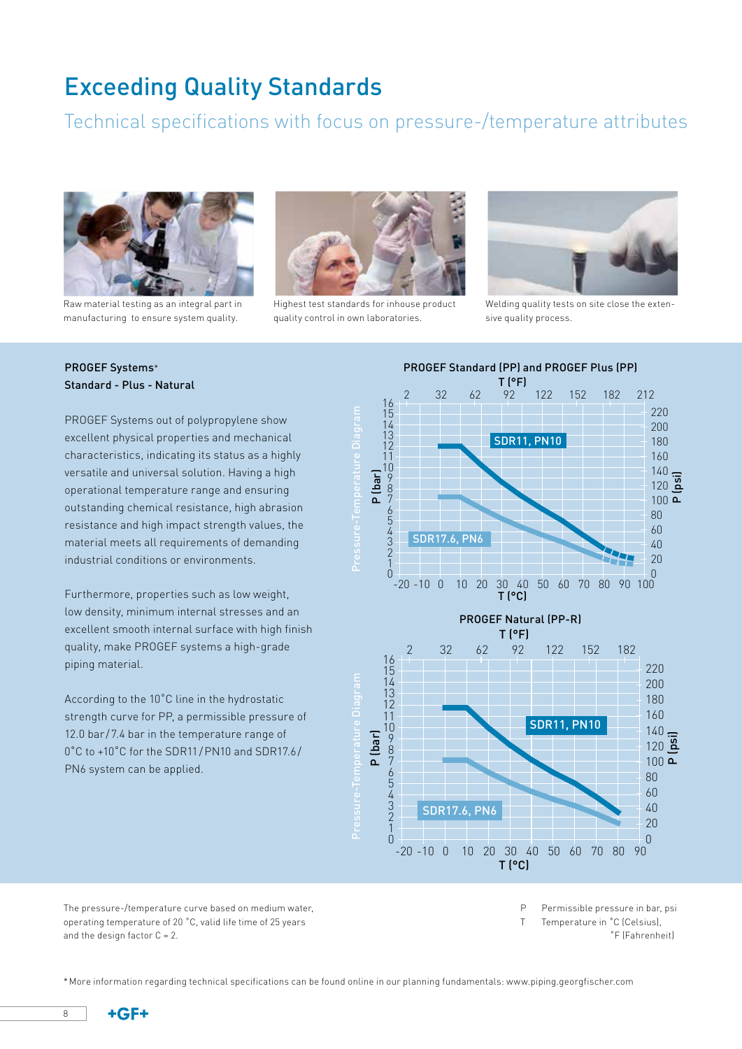# Exceeding Quality Standards

## Technical specifications with focus on pressure-/temperature attributes

Raw material testing as an integral part in manufacturing to ensure system quality.

Highest test standards for inhouse product quality control in own laboratories.

Welding quality tests on site close the extensive quality process.

**PROGEF Systems***
**Standard - Plus - Natural**

PROGEF Systems out of polypropylene show excellent physical properties and mechanical characteristics, indicating its status as a highly versatile and universal solution. Having a high operational temperature range and ensuring outstanding chemical resistance, high abrasion resistance and high impact strength values, the material meets all requirements of demanding industrial conditions or environments.

Furthermore, properties such as low weight, low density, minimum internal stresses and an excellent smooth internal surface with high finish quality, make PROGEF systems a high-grade piping material.

According to the 10°C line in the hydrostatic strength curve for PP, a permissible pressure of 12.0 bar/7.4 bar in the temperature range of 0°C to +10°C for the SDR11/PN10 and SDR17.6/PN6 system can be applied.

**PROGEF Standard (PP) and PROGEF Plus (PP)**

Pressure-Temperature Diagram: P (bar) / P (psi) vs. T (°C) / T (°F) — SDR11, PN10; SDR17.6, PN6

**PROGEF Natural (PP-R)**

Pressure-Temperature Diagram: P (bar) / P (psi) vs. T (°C) / T (°F) — SDR11, PN10; SDR17.6, PN6

The pressure-/temperature curve based on medium water, operating temperature of 20 °C, valid life time of 25 years and the design factor C = 2.

P Permissible pressure in bar, psi
T Temperature in °C (Celsius), °F (Fahrenheit)

* More information regarding technical specifications can be found online in our planning fundamentals: www.piping.georgfischer.com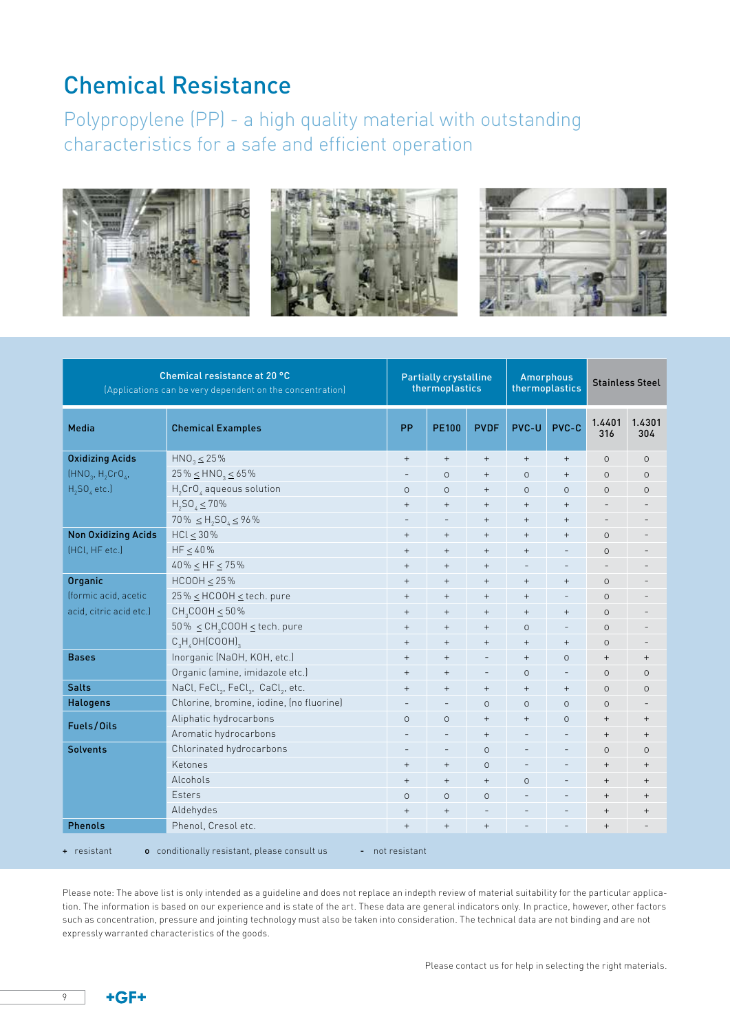# Chemical Resistance

## Polypropylene (PP) - a high quality material with outstanding characteristics for a safe and efficient operation

| Chemical resistance at 20 °C (Applications can be very dependent on the concentration) | | Partially crystalline thermoplastics | | | Amorphous thermoplastics | | Stainless Steel | |
|---|---|---|---|---|---|---|---|---|
| **Media** | **Chemical Examples** | **PP** | **PE100** | **PVDF** | **PVC-U** | **PVC-C** | **1.4401 316** | **1.4301 304** |
| **Oxidizing Acids** ($HNO_3$, $H_2CrO_4$, $H_2SO_4$ etc.) | $HNO_3 \leq 25\%$ | + | + | + | + | + | o | o |
| | $25\% \leq HNO_3 \leq 65\%$ | - | o | + | o | + | o | o |
| | $H_2CrO_4$ aqueous solution | o | o | + | o | o | o | o |
| | $H_2SO_4 \leq 70\%$ | + | + | + | + | + | - | - |
| | $70\% \leq H_2SO_4 \leq 96\%$ | - | - | + | + | + | - | - |
| **Non Oxidizing Acids** (HCl, HF etc.) | $HCl \leq 30\%$ | + | + | + | + | + | o | - |
| | $HF \leq 40\%$ | + | + | + | + | - | o | - |
| | $40\% \leq HF \leq 75\%$ | + | + | + | - | - | - | - |
| **Organic** (formic acid, acetic acid, citric acid etc.) | $HCOOH \leq 25\%$ | + | + | + | + | + | o | - |
| | $25\% \leq HCOOH \leq$ tech. pure | + | + | + | + | - | o | - |
| | $CH_3COOH \leq 50\%$ | + | + | + | + | + | o | - |
| | $50\% \leq CH_3COOH \leq$ tech. pure | + | + | + | o | - | o | - |
| | $C_3H_4OH(COOH)_3$ | + | + | + | + | + | o | - |
| **Bases** | Inorganic (NaOH, KOH, etc.) | + | + | - | + | o | + | + |
| | Organic (amine, imidazole etc.) | + | + | - | o | - | o | o |
| **Salts** | NaCl, $FeCl_2$, $FeCl_3$, $CaCl_2$, etc. | + | + | + | + | + | o | o |
| **Halogens** | Chlorine, bromine, iodine, (no fluorine) | - | - | o | o | o | o | - |
| **Fuels/Oils** | Aliphatic hydrocarbons | o | o | + | + | o | + | + |
| | Aromatic hydrocarbons | - | - | + | - | - | + | + |
| **Solvents** | Chlorinated hydrocarbons | - | - | o | - | - | o | o |
| | Ketones | + | + | o | - | - | + | + |
| | Alcohols | + | + | + | o | - | + | + |
| | Esters | o | o | o | - | - | + | + |
| | Aldehydes | + | + | - | - | - | + | + |
| **Phenols** | Phenol, Cresol etc. | + | + | + | - | - | + | - |

**+** resistant  **o** conditionally resistant, please consult us  **-** not resistant

Please note: The above list is only intended as a guideline and does not replace an indepth review of material suitability for the particular application. The information is based on our experience and is state of the art. These data are general indicators only. In practice, however, other factors such as concentration, pressure and jointing technology must also be taken into consideration. The technical data are not binding and are not expressly warranted characteristics of the goods.

Please contact us for help in selecting the right materials.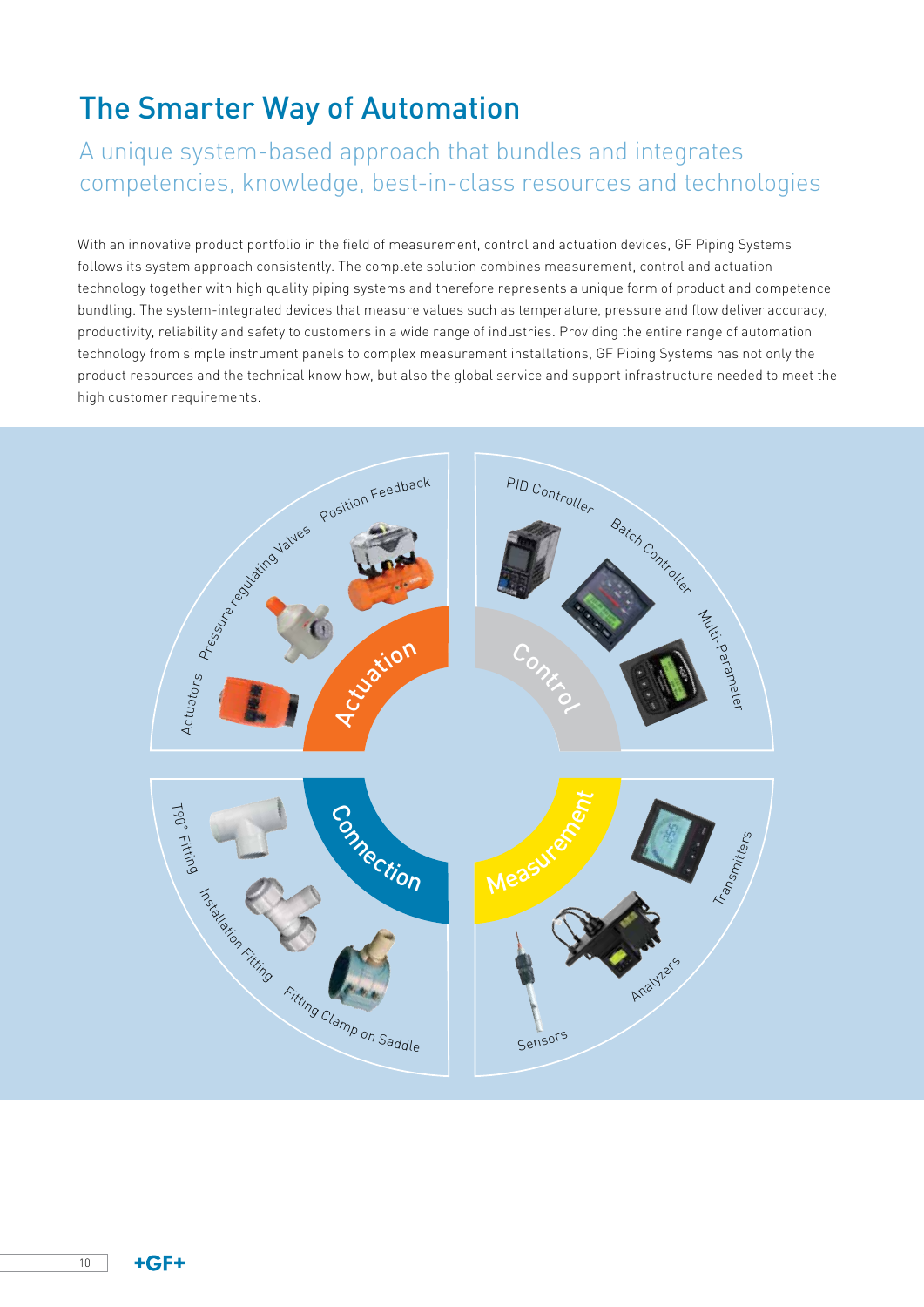# The Smarter Way of Automation

## A unique system-based approach that bundles and integrates competencies, knowledge, best-in-class resources and technologies

With an innovative product portfolio in the field of measurement, control and actuation devices, GF Piping Systems follows its system approach consistently. The complete solution combines measurement, control and actuation technology together with high quality piping systems and therefore represents a unique form of product and competence bundling. The system-integrated devices that measure values such as temperature, pressure and flow deliver accuracy, productivity, reliability and safety to customers in a wide range of industries. Providing the entire range of automation technology from simple instrument panels to complex measurement installations, GF Piping Systems has not only the product resources and the technical know how, but also the global service and support infrastructure needed to meet the high customer requirements.

**Actuation**
- Actuators
- Pressure regulating Valves
- Position Feedback

**Control**
- PID Controller
- Batch Controller
- Multi-Parameter

**Connection**
- T90° Fitting
- Installation Fitting
- Fitting Clamp on Saddle

**Measurement**
- Transmitters
- Analyzers
- Sensors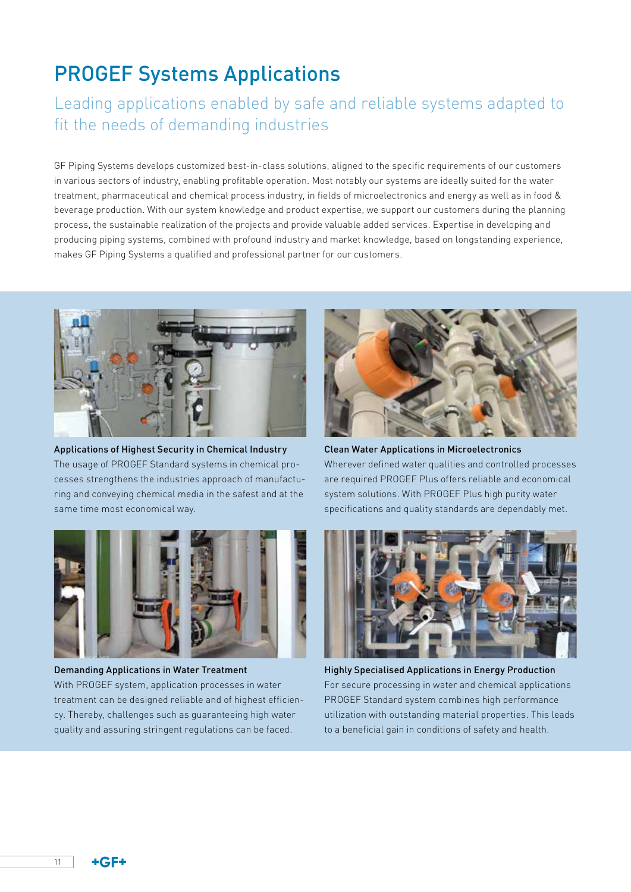# PROGEF Systems Applications

## Leading applications enabled by safe and reliable systems adapted to fit the needs of demanding industries

GF Piping Systems develops customized best-in-class solutions, aligned to the specific requirements of our customers in various sectors of industry, enabling profitable operation. Most notably our systems are ideally suited for the water treatment, pharmaceutical and chemical process industry, in fields of microelectronics and energy as well as in food & beverage production. With our system knowledge and product expertise, we support our customers during the planning process, the sustainable realization of the projects and provide valuable added services. Expertise in developing and producing piping systems, combined with profound industry and market knowledge, based on longstanding experience, makes GF Piping Systems a qualified and professional partner for our customers.

**Applications of Highest Security in Chemical Industry**
The usage of PROGEF Standard systems in chemical processes strengthens the industries approach of manufacturing and conveying chemical media in the safest and at the same time most economical way.

**Clean Water Applications in Microelectronics**
Wherever defined water qualities and controlled processes are required PROGEF Plus offers reliable and economical system solutions. With PROGEF Plus high purity water specifications and quality standards are dependably met.

**Demanding Applications in Water Treatment**
With PROGEF system, application processes in water treatment can be designed reliable and of highest efficiency. Thereby, challenges such as guaranteeing high water quality and assuring stringent regulations can be faced.

**Highly Specialised Applications in Energy Production**
For secure processing in water and chemical applications PROGEF Standard system combines high performance utilization with outstanding material properties. This leads to a beneficial gain in conditions of safety and health.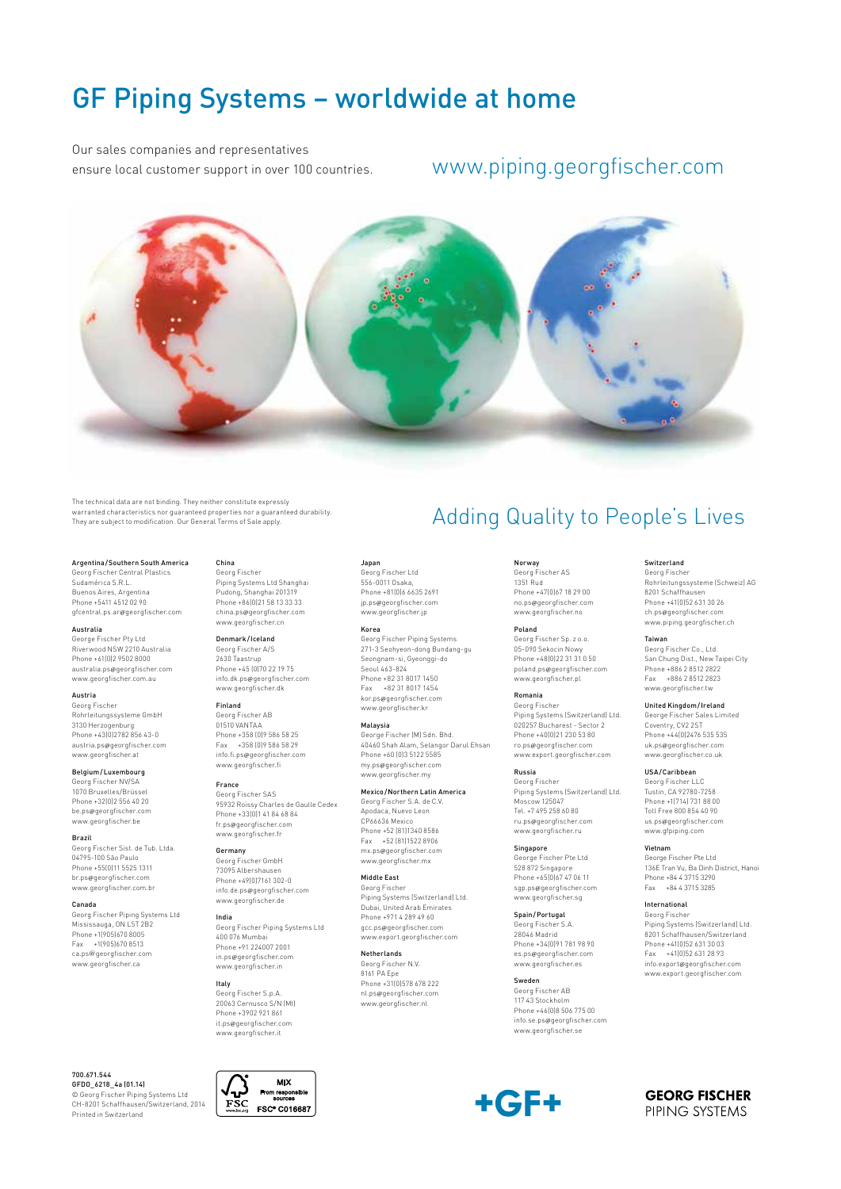# GF Piping Systems – worldwide at home

Our sales companies and representatives ensure local customer support in over 100 countries.

www.piping.georgfischer.com

The technical data are not binding. They neither constitute expressly warranted characteristics nor guaranteed properties nor a guaranteed durability. They are subject to modification. Our General Terms of Sale apply.

## Adding Quality to People's Lives

**Argentina/Southern South America**
Georg Fischer Central Plastics
Sudamérica S.R.L.
Buenos Aires, Argentina
Phone +5411 4512 02 90
gfcentral.ps.ar@georgfischer.com

**Australia**
George Fischer Pty Ltd
Riverwood NSW 2210 Australia
Phone +61(0)2 9502 8000
australia.ps@georgfischer.com
www.georgfischer.com.au

**Austria**
Georg Fischer
Rohrleitungssysteme GmbH
3130 Herzogenburg
Phone +43(0)2782 856 43-0
austria.ps@georgfischer.com
www.georgfischer.at

**Belgium/Luxembourg**
Georg Fischer NV/SA
1070 Bruxelles/Brüssel
Phone +32(0)2 556 40 20
be.ps@georgfischer.com
www.georgfischer.be

**Brazil**
Georg Fischer Sist. de Tub. Ltda.
04795-100 São Paulo
Phone +55(0)11 5525 1311
br.ps@georgfischer.com
www.georgfischer.com.br

**Canada**
Georg Fischer Piping Systems Ltd
Mississauga, ON L5T 2B2
Phone +1(905)670 8005
Fax +1(905)670 8513
ca.ps@georgfischer.com
www.georgfischer.ca

**China**
Georg Fischer
Piping Systems Ltd Shanghai
Pudong, Shanghai 201319
Phone +86(0)21 58 13 33 33
china.ps@georgfischer.com
www.georgfischer.cn

**Denmark/Iceland**
Georg Fischer A/S
2630 Taastrup
Phone +45 (0)70 22 19 75
info.dk.ps@georgfischer.com
www.georgfischer.dk

**Finland**
Georg Fischer AB
01510 VANTAA
Phone +358 (0)9 586 58 25
Fax +358 (0)9 586 58 29
info.fi.ps@georgfischer.com
www.georgfischer.fi

**France**
Georg Fischer SAS
95932 Roissy Charles de Gaulle Cedex
Phone +33(0)1 41 84 68 84
fr.ps@georgfischer.com
www.georgfischer.fr

**Germany**
Georg Fischer GmbH
73095 Albershausen
Phone +49(0)7161 302-0
info.de.ps@georgfischer.com
www.georgfischer.de

**India**
Georg Fischer Piping Systems Ltd
400 076 Mumbai
Phone +91 224007 2001
in.ps@georgfischer.com
www.georgfischer.in

**Italy**
Georg Fischer S.p.A.
20063 Cernusco S/N (MI)
Phone +3902 921 861
it.ps@georgfischer.com
www.georgfischer.it

**Japan**
Georg Fischer Ltd
556-0011 Osaka,
Phone +81(0)6 6635 2691
jp.ps@georgfischer.com
www.georgfischer.jp

**Korea**
Georg Fischer Piping Systems
271-3 Seohyeon-dong Bundang-gu
Seongnam-si, Gyeonggi-do
Seoul 463-824
Phone +82 31 8017 1450
Fax +82 31 8017 1454
kor.ps@georgfischer.com
www.georgfischer.kr

**Malaysia**
George Fischer (M) Sdn. Bhd.
40460 Shah Alam, Selangor Darul Ehsan
Phone +60 (0)3 5122 5585
my.ps@georgfischer.com
www.georgfischer.my

**Mexico/Northern Latin America**
Georg Fischer S.A. de C.V.
Apodaca, Nuevo Leon
CP66636 Mexico
Phone +52 (81)1340 8586
Fax +52 (81)1522 8906
mx.ps@georgfischer.com
www.georgfischer.mx

**Middle East**
Georg Fischer
Piping Systems (Switzerland) Ltd.
Dubai, United Arab Emirates
Phone +971 4 289 49 60
gcc.ps@georgfischer.com
www.export.georgfischer.com

**Netherlands**
Georg Fischer N.V.
8161 PA Epe
Phone +31(0)578 678 222
nl.ps@georgfischer.com
www.georgfischer.nl

**Norway**
Georg Fischer AS
1351 Rud
Phone +47(0)67 18 29 00
no.ps@georgfischer.com
www.georgfischer.no

**Poland**
Georg Fischer Sp. z o.o.
05-090 Sekocin Nowy
Phone +48(0)22 31 31 0 50
poland.ps@georgfischer.com
www.georgfischer.pl

**Romania**
Georg Fischer
Piping Systems (Switzerland) Ltd.
020257 Bucharest - Sector 2
Phone +40(0)21 230 53 80
ro.ps@georgfischer.com
www.export.georgfischer.com

**Russia**
Georg Fischer
Piping Systems (Switzerland) Ltd.
Moscow 125047
Tel. +7 495 258 60 80
ru.ps@georgfischer.com
www.georgfischer.ru

**Singapore**
George Fischer Pte Ltd
528 872 Singapore
Phone +65(0)67 47 06 11
sgp.ps@georgfischer.com
www.georgfischer.sg

**Spain/Portugal**
Georg Fischer S.A.
28046 Madrid
Phone +34(0)91 781 98 90
es.ps@georgfischer.com
www.georgfischer.es

**Sweden**
Georg Fischer AB
117 43 Stockholm
Phone +46(0)8 506 775 00
info.se.ps@georgfischer.com
www.georgfischer.se

**Switzerland**
Georg Fischer
Rohrleitungssysteme (Schweiz) AG
8201 Schaffhausen
Phone +41(0)52 631 30 26
ch.ps@georgfischer.com
www.piping.georgfischer.ch

**Taiwan**
Georg Fischer Co., Ltd.
San Chung Dist., New Taipei City
Phone +886 2 8512 2822
Fax +886 2 8512 2823
www.georgfischer.tw

**United Kingdom/Ireland**
George Fischer Sales Limited
Coventry, CV2 2ST
Phone +44(0)2476 535 535
uk.ps@georgfischer.com
www.georgfischer.co.uk

**USA/Caribbean**
Georg Fischer LLC
Tustin, CA 92780-7258
Phone +1(714) 731 88 00
Toll Free 800 854 40 90
us.ps@georgfischer.com
www.gfpiping.com

**Vietnam**
George Fischer Pte Ltd
136E Tran Vu, Ba Dinh District, Hanoi
Phone +84 4 3715 3290
Fax +84 4 3715 3285

**International**
Georg Fischer
Piping Systems (Switzerland) Ltd.
8201 Schaffhausen/Switzerland
Phone +41(0)52 631 30 03
Fax +41(0)52 631 28 93
info.export@georgfischer.com
www.export.georgfischer.com

700.671.544
GFDO_6218_4a (01.14)
© Georg Fischer Piping Systems Ltd
CH-8201 Schaffhausen/Switzerland, 2014
Printed in Switzerland

MIX From responsible sources FSC® C016687

+GF+

GEORG FISCHER PIPING SYSTEMS